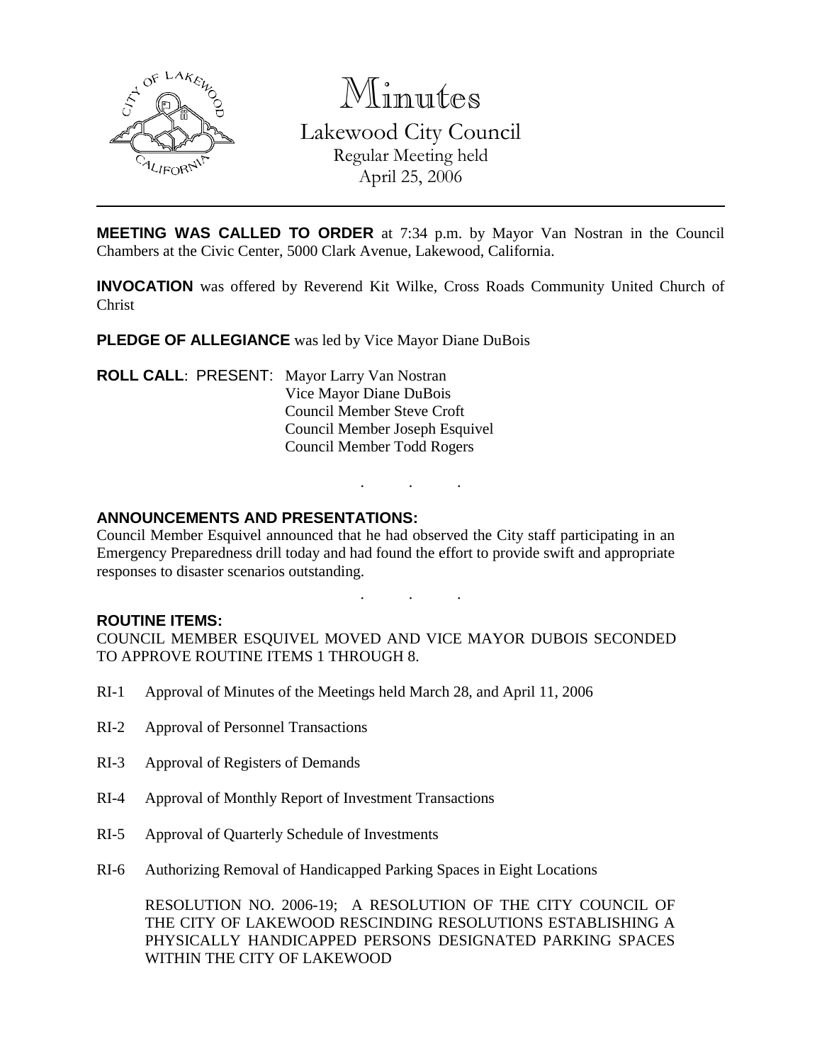# Minutes

## Lakewood City Council

Regular Meeting held
April 25, 2006

---

**MEETING WAS CALLED TO ORDER** at 7:34 p.m. by Mayor Van Nostran in the Council Chambers at the Civic Center, 5000 Clark Avenue, Lakewood, California.

**INVOCATION** was offered by Reverend Kit Wilke, Cross Roads Community United Church of Christ

**PLEDGE OF ALLEGIANCE** was led by Vice Mayor Diane DuBois

**ROLL CALL**: PRESENT: Mayor Larry Van Nostran
Vice Mayor Diane DuBois
Council Member Steve Croft
Council Member Joseph Esquivel
Council Member Todd Rogers

. . .

**ANNOUNCEMENTS AND PRESENTATIONS:**

Council Member Esquivel announced that he had observed the City staff participating in an Emergency Preparedness drill today and had found the effort to provide swift and appropriate responses to disaster scenarios outstanding.

. . .

**ROUTINE ITEMS:**

COUNCIL MEMBER ESQUIVEL MOVED AND VICE MAYOR DUBOIS SECONDED TO APPROVE ROUTINE ITEMS 1 THROUGH 8.

RI-1 Approval of Minutes of the Meetings held March 28, and April 11, 2006

RI-2 Approval of Personnel Transactions

RI-3 Approval of Registers of Demands

RI-4 Approval of Monthly Report of Investment Transactions

RI-5 Approval of Quarterly Schedule of Investments

RI-6 Authorizing Removal of Handicapped Parking Spaces in Eight Locations

RESOLUTION NO. 2006-19; A RESOLUTION OF THE CITY COUNCIL OF THE CITY OF LAKEWOOD RESCINDING RESOLUTIONS ESTABLISHING A PHYSICALLY HANDICAPPED PERSONS DESIGNATED PARKING SPACES WITHIN THE CITY OF LAKEWOOD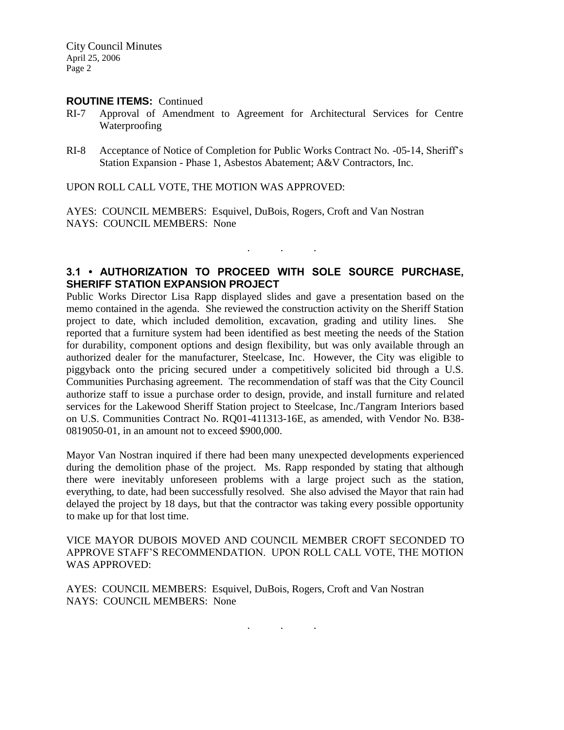**ROUTINE ITEMS:** Continued

RI-7 Approval of Amendment to Agreement for Architectural Services for Centre Waterproofing

RI-8 Acceptance of Notice of Completion for Public Works Contract No. -05-14, Sheriff's Station Expansion - Phase 1, Asbestos Abatement; A&V Contractors, Inc.

UPON ROLL CALL VOTE, THE MOTION WAS APPROVED:

AYES: COUNCIL MEMBERS: Esquivel, DuBois, Rogers, Croft and Van Nostran
NAYS: COUNCIL MEMBERS: None

. . .

## 3.1 • AUTHORIZATION TO PROCEED WITH SOLE SOURCE PURCHASE, SHERIFF STATION EXPANSION PROJECT

Public Works Director Lisa Rapp displayed slides and gave a presentation based on the memo contained in the agenda. She reviewed the construction activity on the Sheriff Station project to date, which included demolition, excavation, grading and utility lines. She reported that a furniture system had been identified as best meeting the needs of the Station for durability, component options and design flexibility, but was only available through an authorized dealer for the manufacturer, Steelcase, Inc. However, the City was eligible to piggyback onto the pricing secured under a competitively solicited bid through a U.S. Communities Purchasing agreement. The recommendation of staff was that the City Council authorize staff to issue a purchase order to design, provide, and install furniture and related services for the Lakewood Sheriff Station project to Steelcase, Inc./Tangram Interiors based on U.S. Communities Contract No. RQ01-411313-16E, as amended, with Vendor No. B38-0819050-01, in an amount not to exceed $900,000.

Mayor Van Nostran inquired if there had been many unexpected developments experienced during the demolition phase of the project. Ms. Rapp responded by stating that although there were inevitably unforeseen problems with a large project such as the station, everything, to date, had been successfully resolved. She also advised the Mayor that rain had delayed the project by 18 days, but that the contractor was taking every possible opportunity to make up for that lost time.

VICE MAYOR DUBOIS MOVED AND COUNCIL MEMBER CROFT SECONDED TO APPROVE STAFF'S RECOMMENDATION. UPON ROLL CALL VOTE, THE MOTION WAS APPROVED:

AYES: COUNCIL MEMBERS: Esquivel, DuBois, Rogers, Croft and Van Nostran
NAYS: COUNCIL MEMBERS: None

. . .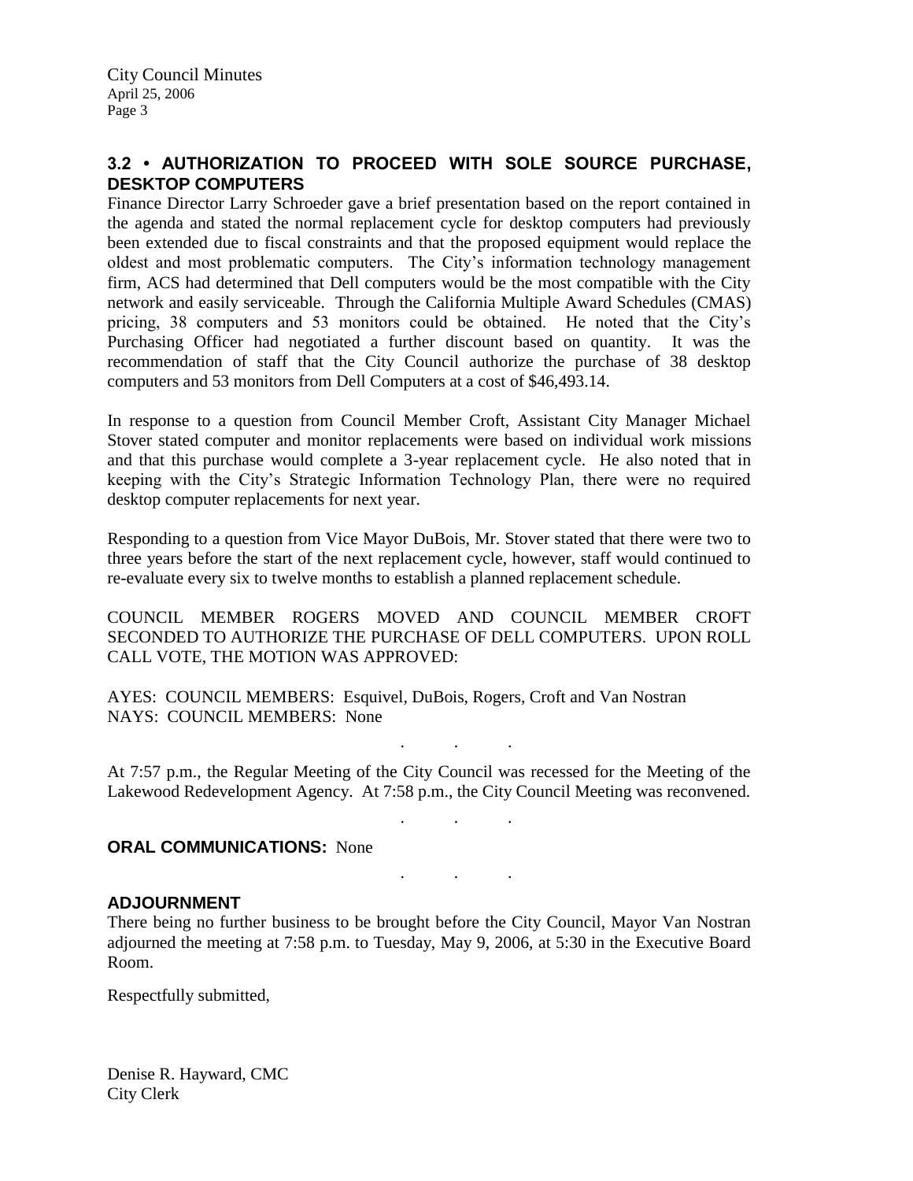### 3.2 • AUTHORIZATION TO PROCEED WITH SOLE SOURCE PURCHASE, DESKTOP COMPUTERS

Finance Director Larry Schroeder gave a brief presentation based on the report contained in the agenda and stated the normal replacement cycle for desktop computers had previously been extended due to fiscal constraints and that the proposed equipment would replace the oldest and most problematic computers. The City's information technology management firm, ACS had determined that Dell computers would be the most compatible with the City network and easily serviceable. Through the California Multiple Award Schedules (CMAS) pricing, 38 computers and 53 monitors could be obtained. He noted that the City's Purchasing Officer had negotiated a further discount based on quantity. It was the recommendation of staff that the City Council authorize the purchase of 38 desktop computers and 53 monitors from Dell Computers at a cost of $46,493.14.

In response to a question from Council Member Croft, Assistant City Manager Michael Stover stated computer and monitor replacements were based on individual work missions and that this purchase would complete a 3-year replacement cycle. He also noted that in keeping with the City's Strategic Information Technology Plan, there were no required desktop computer replacements for next year.

Responding to a question from Vice Mayor DuBois, Mr. Stover stated that there were two to three years before the start of the next replacement cycle, however, staff would continued to re-evaluate every six to twelve months to establish a planned replacement schedule.

COUNCIL MEMBER ROGERS MOVED AND COUNCIL MEMBER CROFT SECONDED TO AUTHORIZE THE PURCHASE OF DELL COMPUTERS. UPON ROLL CALL VOTE, THE MOTION WAS APPROVED:

AYES: COUNCIL MEMBERS: Esquivel, DuBois, Rogers, Croft and Van Nostran
NAYS: COUNCIL MEMBERS: None

. . .

At 7:57 p.m., the Regular Meeting of the City Council was recessed for the Meeting of the Lakewood Redevelopment Agency. At 7:58 p.m., the City Council Meeting was reconvened.

. . .

**ORAL COMMUNICATIONS:** None

. . .

**ADJOURNMENT**

There being no further business to be brought before the City Council, Mayor Van Nostran adjourned the meeting at 7:58 p.m. to Tuesday, May 9, 2006, at 5:30 in the Executive Board Room.

Respectfully submitted,

Denise R. Hayward, CMC
City Clerk